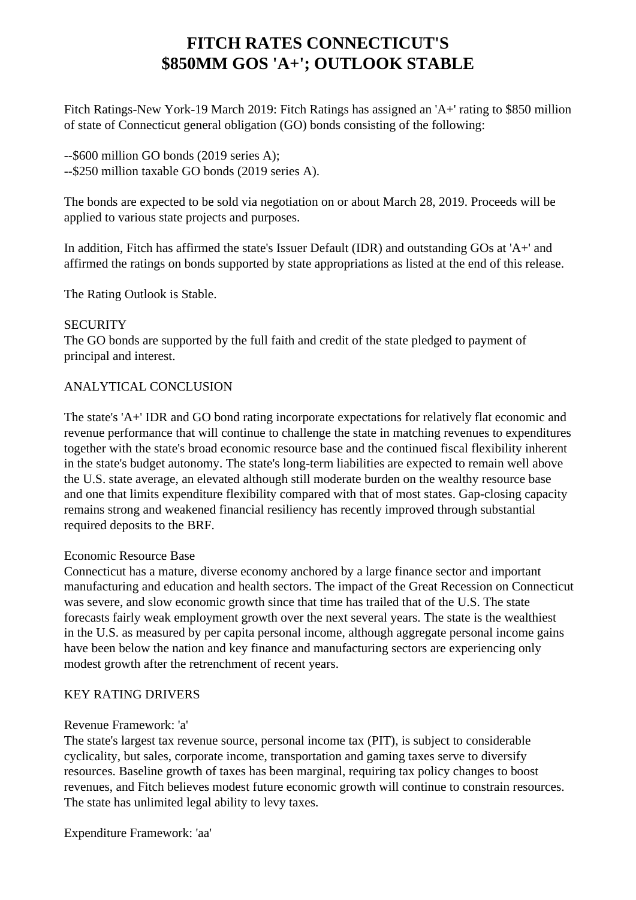# FITCH RATES CONNECTICUT'S $850MM GOS 'A+'; OUTLOOK STABLE

Fitch Ratings-New York-19 March 2019: Fitch Ratings has assigned an 'A+' rating to $850 million of state of Connecticut general obligation (GO) bonds consisting of the following:

--$600 million GO bonds (2019 series A);
--$250 million taxable GO bonds (2019 series A).

The bonds are expected to be sold via negotiation on or about March 28, 2019. Proceeds will be applied to various state projects and purposes.

In addition, Fitch has affirmed the state's Issuer Default (IDR) and outstanding GOs at 'A+' and affirmed the ratings on bonds supported by state appropriations as listed at the end of this release.

The Rating Outlook is Stable.

SECURITY
The GO bonds are supported by the full faith and credit of the state pledged to payment of principal and interest.

ANALYTICAL CONCLUSION

The state's 'A+' IDR and GO bond rating incorporate expectations for relatively flat economic and revenue performance that will continue to challenge the state in matching revenues to expenditures together with the state's broad economic resource base and the continued fiscal flexibility inherent in the state's budget autonomy. The state's long-term liabilities are expected to remain well above the U.S. state average, an elevated although still moderate burden on the wealthy resource base and one that limits expenditure flexibility compared with that of most states. Gap-closing capacity remains strong and weakened financial resiliency has recently improved through substantial required deposits to the BRF.

Economic Resource Base
Connecticut has a mature, diverse economy anchored by a large finance sector and important manufacturing and education and health sectors. The impact of the Great Recession on Connecticut was severe, and slow economic growth since that time has trailed that of the U.S. The state forecasts fairly weak employment growth over the next several years. The state is the wealthiest in the U.S. as measured by per capita personal income, although aggregate personal income gains have been below the nation and key finance and manufacturing sectors are experiencing only modest growth after the retrenchment of recent years.

KEY RATING DRIVERS

Revenue Framework: 'a'
The state's largest tax revenue source, personal income tax (PIT), is subject to considerable cyclicality, but sales, corporate income, transportation and gaming taxes serve to diversify resources. Baseline growth of taxes has been marginal, requiring tax policy changes to boost revenues, and Fitch believes modest future economic growth will continue to constrain resources. The state has unlimited legal ability to levy taxes.

Expenditure Framework: 'aa'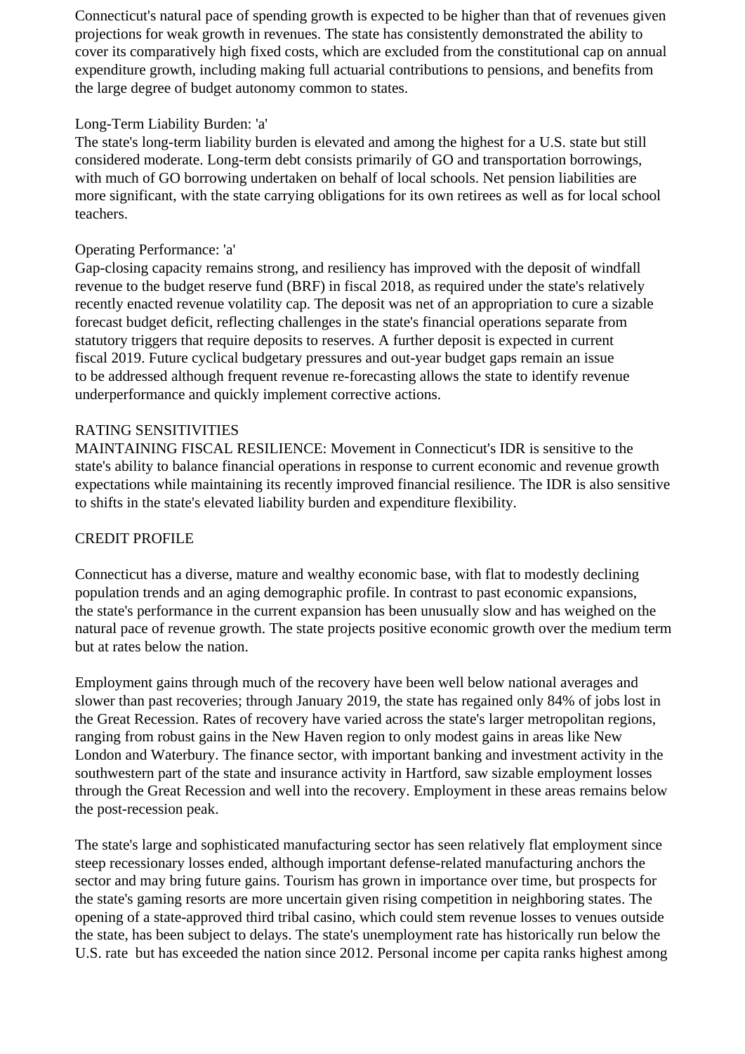Connecticut's natural pace of spending growth is expected to be higher than that of revenues given projections for weak growth in revenues. The state has consistently demonstrated the ability to cover its comparatively high fixed costs, which are excluded from the constitutional cap on annual expenditure growth, including making full actuarial contributions to pensions, and benefits from the large degree of budget autonomy common to states.

Long-Term Liability Burden: 'a'
The state's long-term liability burden is elevated and among the highest for a U.S. state but still considered moderate. Long-term debt consists primarily of GO and transportation borrowings, with much of GO borrowing undertaken on behalf of local schools. Net pension liabilities are more significant, with the state carrying obligations for its own retirees as well as for local school teachers.

Operating Performance: 'a'
Gap-closing capacity remains strong, and resiliency has improved with the deposit of windfall revenue to the budget reserve fund (BRF) in fiscal 2018, as required under the state's relatively recently enacted revenue volatility cap. The deposit was net of an appropriation to cure a sizable forecast budget deficit, reflecting challenges in the state's financial operations separate from statutory triggers that require deposits to reserves. A further deposit is expected in current fiscal 2019. Future cyclical budgetary pressures and out-year budget gaps remain an issue to be addressed although frequent revenue re-forecasting allows the state to identify revenue underperformance and quickly implement corrective actions.

RATING SENSITIVITIES
MAINTAINING FISCAL RESILIENCE: Movement in Connecticut's IDR is sensitive to the state's ability to balance financial operations in response to current economic and revenue growth expectations while maintaining its recently improved financial resilience. The IDR is also sensitive to shifts in the state's elevated liability burden and expenditure flexibility.

CREDIT PROFILE

Connecticut has a diverse, mature and wealthy economic base, with flat to modestly declining population trends and an aging demographic profile. In contrast to past economic expansions, the state's performance in the current expansion has been unusually slow and has weighed on the natural pace of revenue growth. The state projects positive economic growth over the medium term but at rates below the nation.

Employment gains through much of the recovery have been well below national averages and slower than past recoveries; through January 2019, the state has regained only 84% of jobs lost in the Great Recession. Rates of recovery have varied across the state's larger metropolitan regions, ranging from robust gains in the New Haven region to only modest gains in areas like New London and Waterbury. The finance sector, with important banking and investment activity in the southwestern part of the state and insurance activity in Hartford, saw sizable employment losses through the Great Recession and well into the recovery. Employment in these areas remains below the post-recession peak.

The state's large and sophisticated manufacturing sector has seen relatively flat employment since steep recessionary losses ended, although important defense-related manufacturing anchors the sector and may bring future gains. Tourism has grown in importance over time, but prospects for the state's gaming resorts are more uncertain given rising competition in neighboring states. The opening of a state-approved third tribal casino, which could stem revenue losses to venues outside the state, has been subject to delays. The state's unemployment rate has historically run below the U.S. rate but has exceeded the nation since 2012. Personal income per capita ranks highest among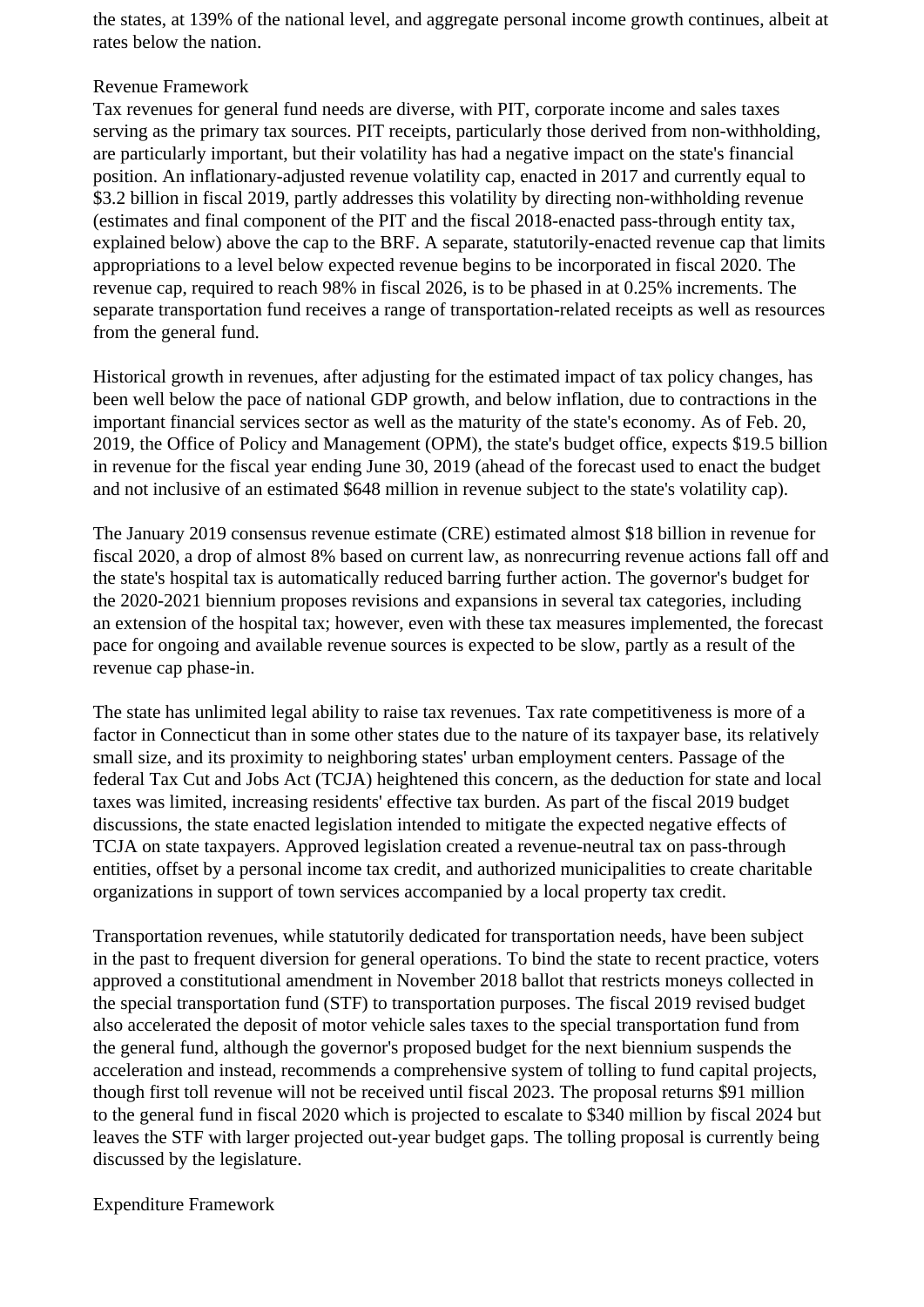the states, at 139% of the national level, and aggregate personal income growth continues, albeit at rates below the nation.

## Revenue Framework

Tax revenues for general fund needs are diverse, with PIT, corporate income and sales taxes serving as the primary tax sources. PIT receipts, particularly those derived from non-withholding, are particularly important, but their volatility has had a negative impact on the state's financial position. An inflationary-adjusted revenue volatility cap, enacted in 2017 and currently equal to $3.2 billion in fiscal 2019, partly addresses this volatility by directing non-withholding revenue (estimates and final component of the PIT and the fiscal 2018-enacted pass-through entity tax, explained below) above the cap to the BRF. A separate, statutorily-enacted revenue cap that limits appropriations to a level below expected revenue begins to be incorporated in fiscal 2020. The revenue cap, required to reach 98% in fiscal 2026, is to be phased in at 0.25% increments. The separate transportation fund receives a range of transportation-related receipts as well as resources from the general fund.

Historical growth in revenues, after adjusting for the estimated impact of tax policy changes, has been well below the pace of national GDP growth, and below inflation, due to contractions in the important financial services sector as well as the maturity of the state's economy. As of Feb. 20, 2019, the Office of Policy and Management (OPM), the state's budget office, expects $19.5 billion in revenue for the fiscal year ending June 30, 2019 (ahead of the forecast used to enact the budget and not inclusive of an estimated $648 million in revenue subject to the state's volatility cap).

The January 2019 consensus revenue estimate (CRE) estimated almost $18 billion in revenue for fiscal 2020, a drop of almost 8% based on current law, as nonrecurring revenue actions fall off and the state's hospital tax is automatically reduced barring further action. The governor's budget for the 2020-2021 biennium proposes revisions and expansions in several tax categories, including an extension of the hospital tax; however, even with these tax measures implemented, the forecast pace for ongoing and available revenue sources is expected to be slow, partly as a result of the revenue cap phase-in.

The state has unlimited legal ability to raise tax revenues. Tax rate competitiveness is more of a factor in Connecticut than in some other states due to the nature of its taxpayer base, its relatively small size, and its proximity to neighboring states' urban employment centers. Passage of the federal Tax Cut and Jobs Act (TCJA) heightened this concern, as the deduction for state and local taxes was limited, increasing residents' effective tax burden. As part of the fiscal 2019 budget discussions, the state enacted legislation intended to mitigate the expected negative effects of TCJA on state taxpayers. Approved legislation created a revenue-neutral tax on pass-through entities, offset by a personal income tax credit, and authorized municipalities to create charitable organizations in support of town services accompanied by a local property tax credit.

Transportation revenues, while statutorily dedicated for transportation needs, have been subject in the past to frequent diversion for general operations. To bind the state to recent practice, voters approved a constitutional amendment in November 2018 ballot that restricts moneys collected in the special transportation fund (STF) to transportation purposes. The fiscal 2019 revised budget also accelerated the deposit of motor vehicle sales taxes to the special transportation fund from the general fund, although the governor's proposed budget for the next biennium suspends the acceleration and instead, recommends a comprehensive system of tolling to fund capital projects, though first toll revenue will not be received until fiscal 2023. The proposal returns $91 million to the general fund in fiscal 2020 which is projected to escalate to $340 million by fiscal 2024 but leaves the STF with larger projected out-year budget gaps. The tolling proposal is currently being discussed by the legislature.

## Expenditure Framework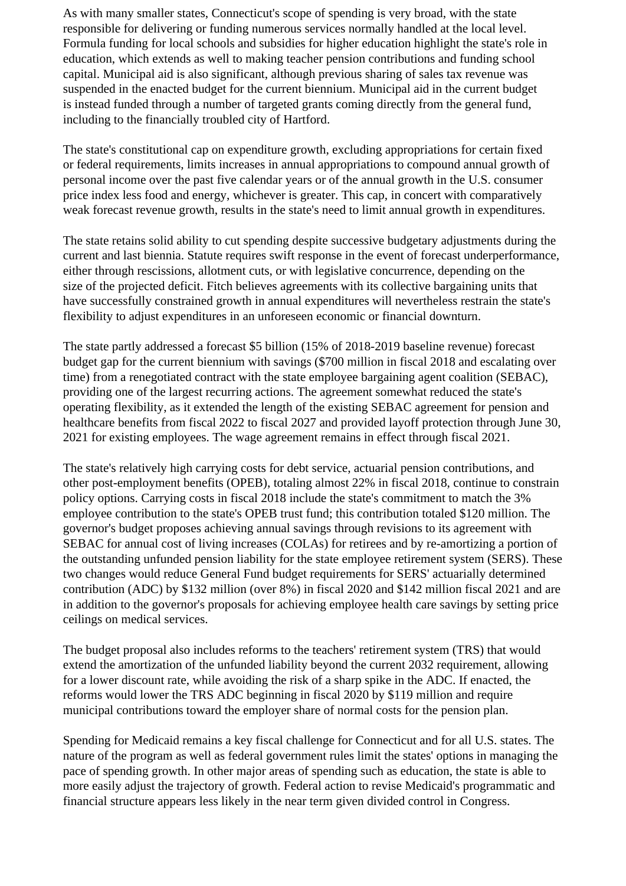As with many smaller states, Connecticut's scope of spending is very broad, with the state responsible for delivering or funding numerous services normally handled at the local level. Formula funding for local schools and subsidies for higher education highlight the state's role in education, which extends as well to making teacher pension contributions and funding school capital. Municipal aid is also significant, although previous sharing of sales tax revenue was suspended in the enacted budget for the current biennium. Municipal aid in the current budget is instead funded through a number of targeted grants coming directly from the general fund, including to the financially troubled city of Hartford.

The state's constitutional cap on expenditure growth, excluding appropriations for certain fixed or federal requirements, limits increases in annual appropriations to compound annual growth of personal income over the past five calendar years or of the annual growth in the U.S. consumer price index less food and energy, whichever is greater. This cap, in concert with comparatively weak forecast revenue growth, results in the state's need to limit annual growth in expenditures.

The state retains solid ability to cut spending despite successive budgetary adjustments during the current and last biennia. Statute requires swift response in the event of forecast underperformance, either through rescissions, allotment cuts, or with legislative concurrence, depending on the size of the projected deficit. Fitch believes agreements with its collective bargaining units that have successfully constrained growth in annual expenditures will nevertheless restrain the state's flexibility to adjust expenditures in an unforeseen economic or financial downturn.

The state partly addressed a forecast $5 billion (15% of 2018-2019 baseline revenue) forecast budget gap for the current biennium with savings ($700 million in fiscal 2018 and escalating over time) from a renegotiated contract with the state employee bargaining agent coalition (SEBAC), providing one of the largest recurring actions. The agreement somewhat reduced the state's operating flexibility, as it extended the length of the existing SEBAC agreement for pension and healthcare benefits from fiscal 2022 to fiscal 2027 and provided layoff protection through June 30, 2021 for existing employees. The wage agreement remains in effect through fiscal 2021.

The state's relatively high carrying costs for debt service, actuarial pension contributions, and other post-employment benefits (OPEB), totaling almost 22% in fiscal 2018, continue to constrain policy options. Carrying costs in fiscal 2018 include the state's commitment to match the 3% employee contribution to the state's OPEB trust fund; this contribution totaled $120 million. The governor's budget proposes achieving annual savings through revisions to its agreement with SEBAC for annual cost of living increases (COLAs) for retirees and by re-amortizing a portion of the outstanding unfunded pension liability for the state employee retirement system (SERS). These two changes would reduce General Fund budget requirements for SERS' actuarially determined contribution (ADC) by $132 million (over 8%) in fiscal 2020 and $142 million fiscal 2021 and are in addition to the governor's proposals for achieving employee health care savings by setting price ceilings on medical services.

The budget proposal also includes reforms to the teachers' retirement system (TRS) that would extend the amortization of the unfunded liability beyond the current 2032 requirement, allowing for a lower discount rate, while avoiding the risk of a sharp spike in the ADC. If enacted, the reforms would lower the TRS ADC beginning in fiscal 2020 by $119 million and require municipal contributions toward the employer share of normal costs for the pension plan.

Spending for Medicaid remains a key fiscal challenge for Connecticut and for all U.S. states. The nature of the program as well as federal government rules limit the states' options in managing the pace of spending growth. In other major areas of spending such as education, the state is able to more easily adjust the trajectory of growth. Federal action to revise Medicaid's programmatic and financial structure appears less likely in the near term given divided control in Congress.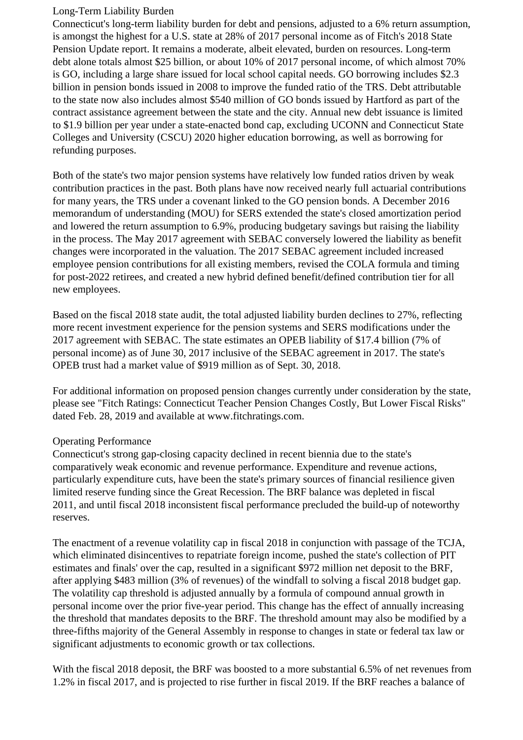### Long-Term Liability Burden

Connecticut's long-term liability burden for debt and pensions, adjusted to a 6% return assumption, is amongst the highest for a U.S. state at 28% of 2017 personal income as of Fitch's 2018 State Pension Update report. It remains a moderate, albeit elevated, burden on resources. Long-term debt alone totals almost $25 billion, or about 10% of 2017 personal income, of which almost 70% is GO, including a large share issued for local school capital needs. GO borrowing includes $2.3 billion in pension bonds issued in 2008 to improve the funded ratio of the TRS. Debt attributable to the state now also includes almost $540 million of GO bonds issued by Hartford as part of the contract assistance agreement between the state and the city. Annual new debt issuance is limited to $1.9 billion per year under a state-enacted bond cap, excluding UCONN and Connecticut State Colleges and University (CSCU) 2020 higher education borrowing, as well as borrowing for refunding purposes.

Both of the state's two major pension systems have relatively low funded ratios driven by weak contribution practices in the past. Both plans have now received nearly full actuarial contributions for many years, the TRS under a covenant linked to the GO pension bonds. A December 2016 memorandum of understanding (MOU) for SERS extended the state's closed amortization period and lowered the return assumption to 6.9%, producing budgetary savings but raising the liability in the process. The May 2017 agreement with SEBAC conversely lowered the liability as benefit changes were incorporated in the valuation. The 2017 SEBAC agreement included increased employee pension contributions for all existing members, revised the COLA formula and timing for post-2022 retirees, and created a new hybrid defined benefit/defined contribution tier for all new employees.

Based on the fiscal 2018 state audit, the total adjusted liability burden declines to 27%, reflecting more recent investment experience for the pension systems and SERS modifications under the 2017 agreement with SEBAC. The state estimates an OPEB liability of $17.4 billion (7% of personal income) as of June 30, 2017 inclusive of the SEBAC agreement in 2017. The state's OPEB trust had a market value of $919 million as of Sept. 30, 2018.

For additional information on proposed pension changes currently under consideration by the state, please see "Fitch Ratings: Connecticut Teacher Pension Changes Costly, But Lower Fiscal Risks" dated Feb. 28, 2019 and available at www.fitchratings.com.

### Operating Performance

Connecticut's strong gap-closing capacity declined in recent biennia due to the state's comparatively weak economic and revenue performance. Expenditure and revenue actions, particularly expenditure cuts, have been the state's primary sources of financial resilience given limited reserve funding since the Great Recession. The BRF balance was depleted in fiscal 2011, and until fiscal 2018 inconsistent fiscal performance precluded the build-up of noteworthy reserves.

The enactment of a revenue volatility cap in fiscal 2018 in conjunction with passage of the TCJA, which eliminated disincentives to repatriate foreign income, pushed the state's collection of PIT estimates and finals' over the cap, resulted in a significant $972 million net deposit to the BRF, after applying $483 million (3% of revenues) of the windfall to solving a fiscal 2018 budget gap. The volatility cap threshold is adjusted annually by a formula of compound annual growth in personal income over the prior five-year period. This change has the effect of annually increasing the threshold that mandates deposits to the BRF. The threshold amount may also be modified by a three-fifths majority of the General Assembly in response to changes in state or federal tax law or significant adjustments to economic growth or tax collections.

With the fiscal 2018 deposit, the BRF was boosted to a more substantial 6.5% of net revenues from 1.2% in fiscal 2017, and is projected to rise further in fiscal 2019. If the BRF reaches a balance of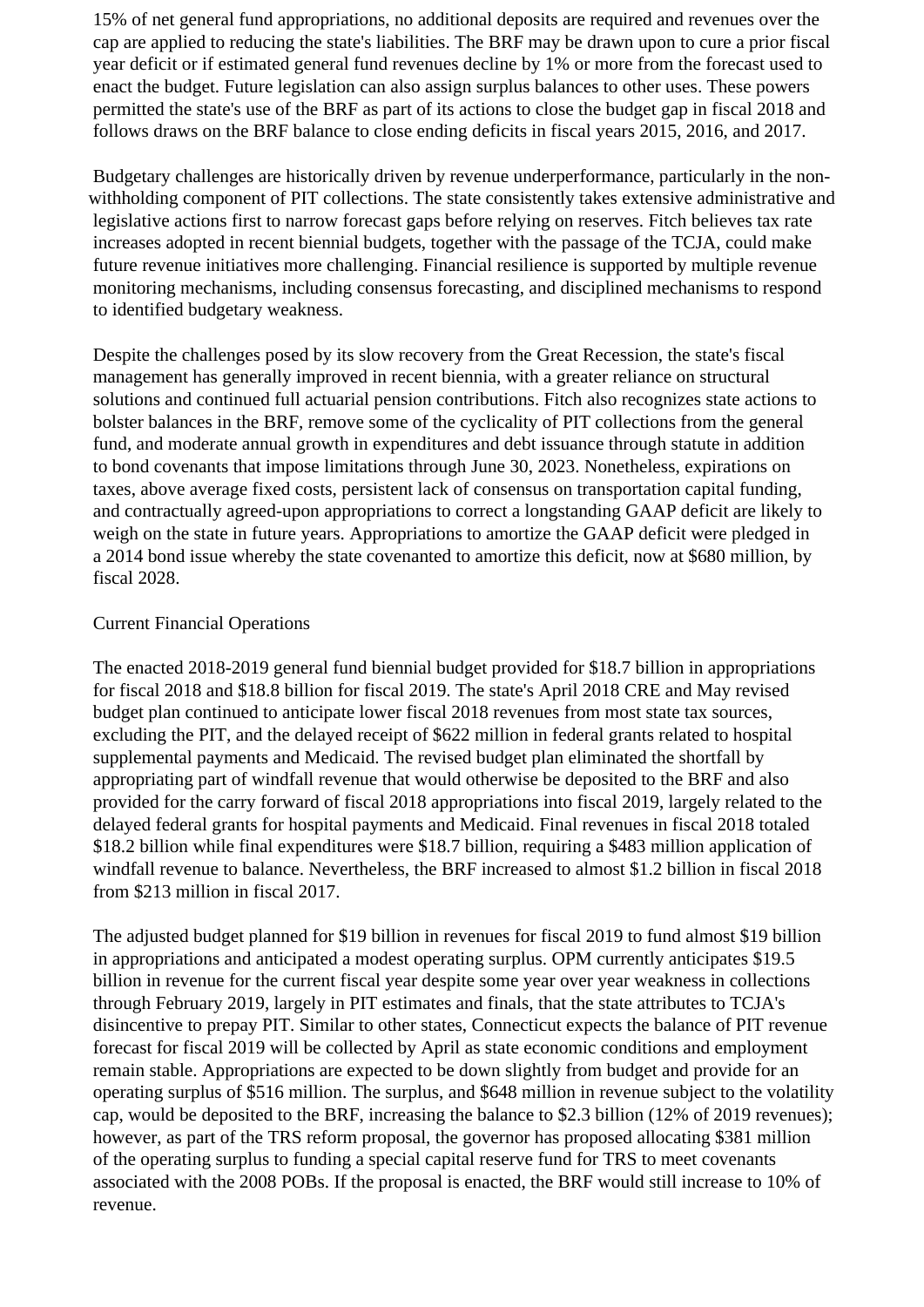15% of net general fund appropriations, no additional deposits are required and revenues over the cap are applied to reducing the state's liabilities. The BRF may be drawn upon to cure a prior fiscal year deficit or if estimated general fund revenues decline by 1% or more from the forecast used to enact the budget. Future legislation can also assign surplus balances to other uses. These powers permitted the state's use of the BRF as part of its actions to close the budget gap in fiscal 2018 and follows draws on the BRF balance to close ending deficits in fiscal years 2015, 2016, and 2017.

Budgetary challenges are historically driven by revenue underperformance, particularly in the non-withholding component of PIT collections. The state consistently takes extensive administrative and legislative actions first to narrow forecast gaps before relying on reserves. Fitch believes tax rate increases adopted in recent biennial budgets, together with the passage of the TCJA, could make future revenue initiatives more challenging. Financial resilience is supported by multiple revenue monitoring mechanisms, including consensus forecasting, and disciplined mechanisms to respond to identified budgetary weakness.

Despite the challenges posed by its slow recovery from the Great Recession, the state's fiscal management has generally improved in recent biennia, with a greater reliance on structural solutions and continued full actuarial pension contributions. Fitch also recognizes state actions to bolster balances in the BRF, remove some of the cyclicality of PIT collections from the general fund, and moderate annual growth in expenditures and debt issuance through statute in addition to bond covenants that impose limitations through June 30, 2023. Nonetheless, expirations on taxes, above average fixed costs, persistent lack of consensus on transportation capital funding, and contractually agreed-upon appropriations to correct a longstanding GAAP deficit are likely to weigh on the state in future years. Appropriations to amortize the GAAP deficit were pledged in a 2014 bond issue whereby the state covenanted to amortize this deficit, now at $680 million, by fiscal 2028.

Current Financial Operations

The enacted 2018-2019 general fund biennial budget provided for $18.7 billion in appropriations for fiscal 2018 and $18.8 billion for fiscal 2019. The state's April 2018 CRE and May revised budget plan continued to anticipate lower fiscal 2018 revenues from most state tax sources, excluding the PIT, and the delayed receipt of $622 million in federal grants related to hospital supplemental payments and Medicaid. The revised budget plan eliminated the shortfall by appropriating part of windfall revenue that would otherwise be deposited to the BRF and also provided for the carry forward of fiscal 2018 appropriations into fiscal 2019, largely related to the delayed federal grants for hospital payments and Medicaid. Final revenues in fiscal 2018 totaled $18.2 billion while final expenditures were $18.7 billion, requiring a $483 million application of windfall revenue to balance. Nevertheless, the BRF increased to almost $1.2 billion in fiscal 2018 from $213 million in fiscal 2017.

The adjusted budget planned for $19 billion in revenues for fiscal 2019 to fund almost $19 billion in appropriations and anticipated a modest operating surplus. OPM currently anticipates $19.5 billion in revenue for the current fiscal year despite some year over year weakness in collections through February 2019, largely in PIT estimates and finals, that the state attributes to TCJA's disincentive to prepay PIT. Similar to other states, Connecticut expects the balance of PIT revenue forecast for fiscal 2019 will be collected by April as state economic conditions and employment remain stable. Appropriations are expected to be down slightly from budget and provide for an operating surplus of $516 million. The surplus, and $648 million in revenue subject to the volatility cap, would be deposited to the BRF, increasing the balance to $2.3 billion (12% of 2019 revenues); however, as part of the TRS reform proposal, the governor has proposed allocating $381 million of the operating surplus to funding a special capital reserve fund for TRS to meet covenants associated with the 2008 POBs. If the proposal is enacted, the BRF would still increase to 10% of revenue.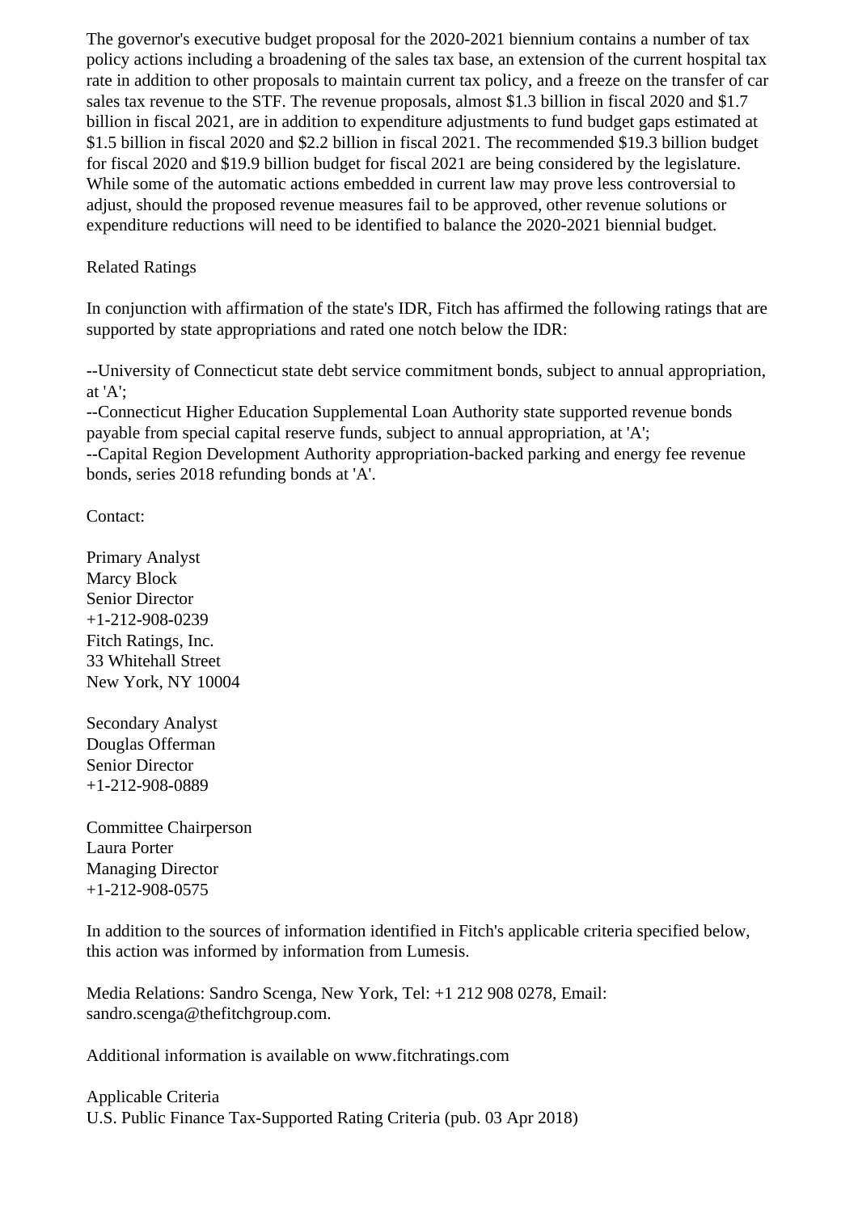The governor's executive budget proposal for the 2020-2021 biennium contains a number of tax policy actions including a broadening of the sales tax base, an extension of the current hospital tax rate in addition to other proposals to maintain current tax policy, and a freeze on the transfer of car sales tax revenue to the STF. The revenue proposals, almost $1.3 billion in fiscal 2020 and $1.7 billion in fiscal 2021, are in addition to expenditure adjustments to fund budget gaps estimated at $1.5 billion in fiscal 2020 and $2.2 billion in fiscal 2021. The recommended $19.3 billion budget for fiscal 2020 and $19.9 billion budget for fiscal 2021 are being considered by the legislature. While some of the automatic actions embedded in current law may prove less controversial to adjust, should the proposed revenue measures fail to be approved, other revenue solutions or expenditure reductions will need to be identified to balance the 2020-2021 biennial budget.

Related Ratings

In conjunction with affirmation of the state's IDR, Fitch has affirmed the following ratings that are supported by state appropriations and rated one notch below the IDR:

--University of Connecticut state debt service commitment bonds, subject to annual appropriation, at 'A';
--Connecticut Higher Education Supplemental Loan Authority state supported revenue bonds payable from special capital reserve funds, subject to annual appropriation, at 'A';
--Capital Region Development Authority appropriation-backed parking and energy fee revenue bonds, series 2018 refunding bonds at 'A'.

Contact:

Primary Analyst
Marcy Block
Senior Director
+1-212-908-0239
Fitch Ratings, Inc.
33 Whitehall Street
New York, NY 10004

Secondary Analyst
Douglas Offerman
Senior Director
+1-212-908-0889

Committee Chairperson
Laura Porter
Managing Director
+1-212-908-0575

In addition to the sources of information identified in Fitch's applicable criteria specified below, this action was informed by information from Lumesis.

Media Relations: Sandro Scenga, New York, Tel: +1 212 908 0278, Email: sandro.scenga@thefitchgroup.com.

Additional information is available on www.fitchratings.com

Applicable Criteria
U.S. Public Finance Tax-Supported Rating Criteria (pub. 03 Apr 2018)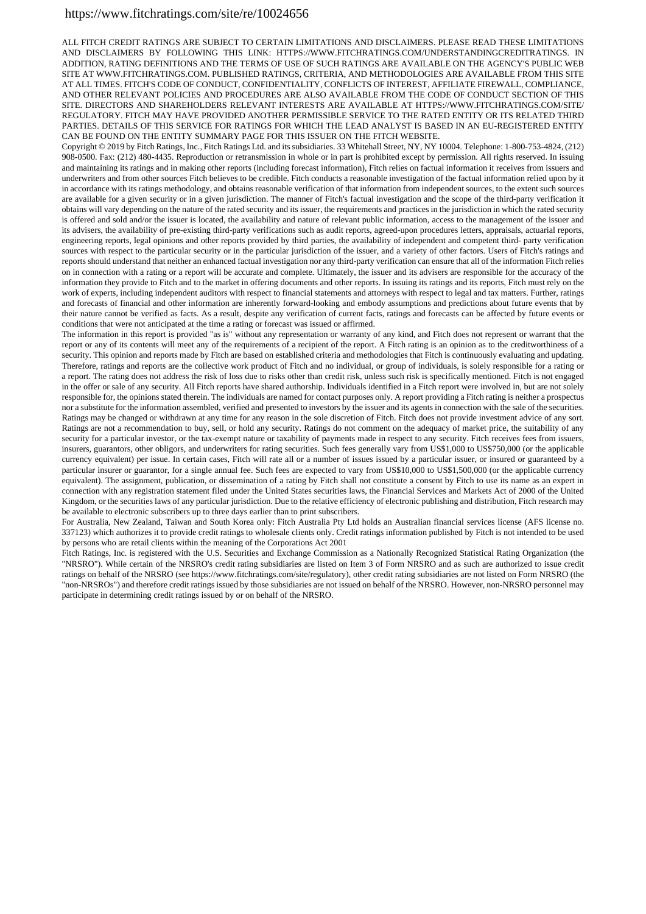https://www.fitchratings.com/site/re/10024656

ALL FITCH CREDIT RATINGS ARE SUBJECT TO CERTAIN LIMITATIONS AND DISCLAIMERS. PLEASE READ THESE LIMITATIONS AND DISCLAIMERS BY FOLLOWING THIS LINK: HTTPS://WWW.FITCHRATINGS.COM/UNDERSTANDINGCREDITRATINGS. IN ADDITION, RATING DEFINITIONS AND THE TERMS OF USE OF SUCH RATINGS ARE AVAILABLE ON THE AGENCY'S PUBLIC WEB SITE AT WWW.FITCHRATINGS.COM. PUBLISHED RATINGS, CRITERIA, AND METHODOLOGIES ARE AVAILABLE FROM THIS SITE AT ALL TIMES. FITCH'S CODE OF CONDUCT, CONFIDENTIALITY, CONFLICTS OF INTEREST, AFFILIATE FIREWALL, COMPLIANCE, AND OTHER RELEVANT POLICIES AND PROCEDURES ARE ALSO AVAILABLE FROM THE CODE OF CONDUCT SECTION OF THIS SITE. DIRECTORS AND SHAREHOLDERS RELEVANT INTERESTS ARE AVAILABLE AT HTTPS://WWW.FITCHRATINGS.COM/SITE/REGULATORY. FITCH MAY HAVE PROVIDED ANOTHER PERMISSIBLE SERVICE TO THE RATED ENTITY OR ITS RELATED THIRD PARTIES. DETAILS OF THIS SERVICE FOR RATINGS FOR WHICH THE LEAD ANALYST IS BASED IN AN EU-REGISTERED ENTITY CAN BE FOUND ON THE ENTITY SUMMARY PAGE FOR THIS ISSUER ON THE FITCH WEBSITE.

Copyright © 2019 by Fitch Ratings, Inc., Fitch Ratings Ltd. and its subsidiaries. 33 Whitehall Street, NY, NY 10004. Telephone: 1-800-753-4824, (212) 908-0500. Fax: (212) 480-4435. Reproduction or retransmission in whole or in part is prohibited except by permission. All rights reserved. In issuing and maintaining its ratings and in making other reports (including forecast information), Fitch relies on factual information it receives from issuers and underwriters and from other sources Fitch believes to be credible. Fitch conducts a reasonable investigation of the factual information relied upon by it in accordance with its ratings methodology, and obtains reasonable verification of that information from independent sources, to the extent such sources are available for a given security or in a given jurisdiction. The manner of Fitch's factual investigation and the scope of the third-party verification it obtains will vary depending on the nature of the rated security and its issuer, the requirements and practices in the jurisdiction in which the rated security is offered and sold and/or the issuer is located, the availability and nature of relevant public information, access to the management of the issuer and its advisers, the availability of pre-existing third-party verifications such as audit reports, agreed-upon procedures letters, appraisals, actuarial reports, engineering reports, legal opinions and other reports provided by third parties, the availability of independent and competent third- party verification sources with respect to the particular security or in the particular jurisdiction of the issuer, and a variety of other factors. Users of Fitch's ratings and reports should understand that neither an enhanced factual investigation nor any third-party verification can ensure that all of the information Fitch relies on in connection with a rating or a report will be accurate and complete. Ultimately, the issuer and its advisers are responsible for the accuracy of the information they provide to Fitch and to the market in offering documents and other reports. In issuing its ratings and its reports, Fitch must rely on the work of experts, including independent auditors with respect to financial statements and attorneys with respect to legal and tax matters. Further, ratings and forecasts of financial and other information are inherently forward-looking and embody assumptions and predictions about future events that by their nature cannot be verified as facts. As a result, despite any verification of current facts, ratings and forecasts can be affected by future events or conditions that were not anticipated at the time a rating or forecast was issued or affirmed.

The information in this report is provided "as is" without any representation or warranty of any kind, and Fitch does not represent or warrant that the report or any of its contents will meet any of the requirements of a recipient of the report. A Fitch rating is an opinion as to the creditworthiness of a security. This opinion and reports made by Fitch are based on established criteria and methodologies that Fitch is continuously evaluating and updating. Therefore, ratings and reports are the collective work product of Fitch and no individual, or group of individuals, is solely responsible for a rating or a report. The rating does not address the risk of loss due to risks other than credit risk, unless such risk is specifically mentioned. Fitch is not engaged in the offer or sale of any security. All Fitch reports have shared authorship. Individuals identified in a Fitch report were involved in, but are not solely responsible for, the opinions stated therein. The individuals are named for contact purposes only. A report providing a Fitch rating is neither a prospectus nor a substitute for the information assembled, verified and presented to investors by the issuer and its agents in connection with the sale of the securities. Ratings may be changed or withdrawn at any time for any reason in the sole discretion of Fitch. Fitch does not provide investment advice of any sort. Ratings are not a recommendation to buy, sell, or hold any security. Ratings do not comment on the adequacy of market price, the suitability of any security for a particular investor, or the tax-exempt nature or taxability of payments made in respect to any security. Fitch receives fees from issuers, insurers, guarantors, other obligors, and underwriters for rating securities. Such fees generally vary from US$1,000 to US$750,000 (or the applicable currency equivalent) per issue. In certain cases, Fitch will rate all or a number of issues issued by a particular issuer, or insured or guaranteed by a particular insurer or guarantor, for a single annual fee. Such fees are expected to vary from US$10,000 to US$1,500,000 (or the applicable currency equivalent). The assignment, publication, or dissemination of a rating by Fitch shall not constitute a consent by Fitch to use its name as an expert in connection with any registration statement filed under the United States securities laws, the Financial Services and Markets Act of 2000 of the United Kingdom, or the securities laws of any particular jurisdiction. Due to the relative efficiency of electronic publishing and distribution, Fitch research may be available to electronic subscribers up to three days earlier than to print subscribers.

For Australia, New Zealand, Taiwan and South Korea only: Fitch Australia Pty Ltd holds an Australian financial services license (AFS license no. 337123) which authorizes it to provide credit ratings to wholesale clients only. Credit ratings information published by Fitch is not intended to be used by persons who are retail clients within the meaning of the Corporations Act 2001

Fitch Ratings, Inc. is registered with the U.S. Securities and Exchange Commission as a Nationally Recognized Statistical Rating Organization (the "NRSRO"). While certain of the NRSRO's credit rating subsidiaries are listed on Item 3 of Form NRSRO and as such are authorized to issue credit ratings on behalf of the NRSRO (see https://www.fitchratings.com/site/regulatory), other credit rating subsidiaries are not listed on Form NRSRO (the "non-NRSROs") and therefore credit ratings issued by those subsidiaries are not issued on behalf of the NRSRO. However, non-NRSRO personnel may participate in determining credit ratings issued by or on behalf of the NRSRO.